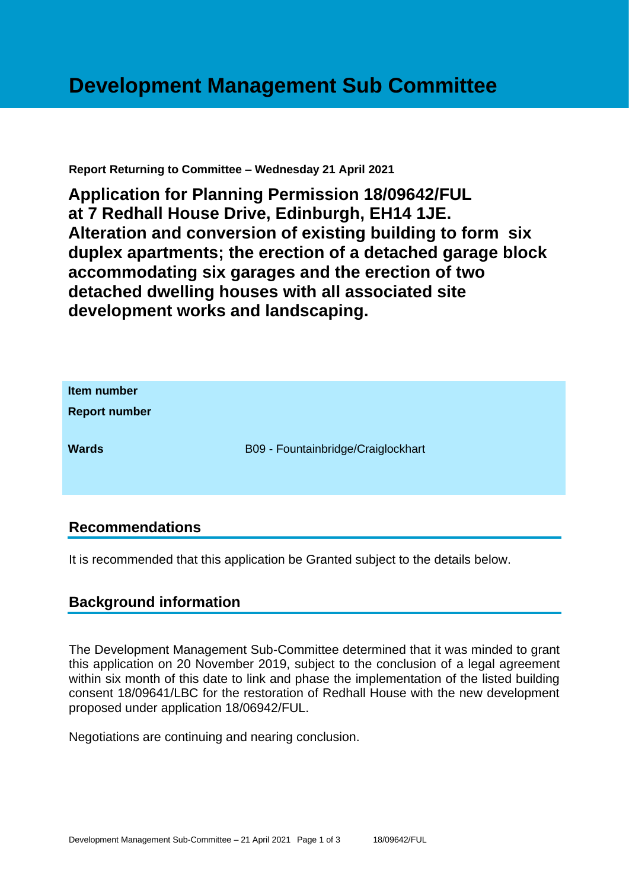# Development Management Sub Committee

**Report Returning to Committee – Wednesday 21 April 2021**

## Application for Planning Permission 18/09642/FUL at 7 Redhall House Drive, Edinburgh, EH14 1JE. Alteration and conversion of existing building to form six duplex apartments; the erection of a detached garage block accommodating six garages and the erection of two detached dwelling houses with all associated site development works and landscaping.

| | |
|---|---|
| **Item number** | |
| **Report number** | |
| **Wards** | B09 - Fountainbridge/Craiglockhart |

## Recommendations

It is recommended that this application be Granted subject to the details below.

## Background information

The Development Management Sub-Committee determined that it was minded to grant this application on 20 November 2019, subject to the conclusion of a legal agreement within six month of this date to link and phase the implementation of the listed building consent 18/09641/LBC for the restoration of Redhall House with the new development proposed under application 18/06942/FUL.

Negotiations are continuing and nearing conclusion.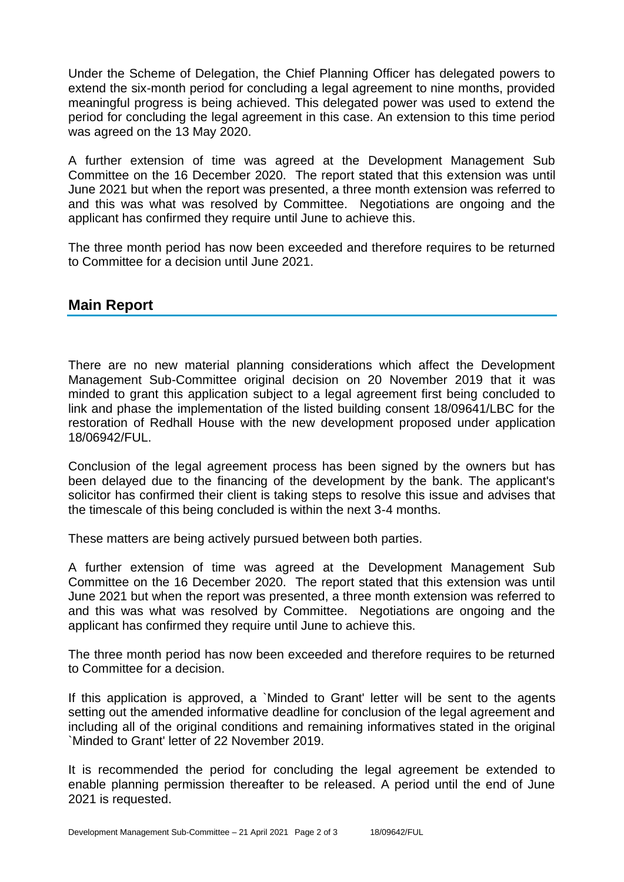Under the Scheme of Delegation, the Chief Planning Officer has delegated powers to extend the six-month period for concluding a legal agreement to nine months, provided meaningful progress is being achieved. This delegated power was used to extend the period for concluding the legal agreement in this case. An extension to this time period was agreed on the 13 May 2020.

A further extension of time was agreed at the Development Management Sub Committee on the 16 December 2020. The report stated that this extension was until June 2021 but when the report was presented, a three month extension was referred to and this was what was resolved by Committee. Negotiations are ongoing and the applicant has confirmed they require until June to achieve this.

The three month period has now been exceeded and therefore requires to be returned to Committee for a decision until June 2021.

## Main Report

There are no new material planning considerations which affect the Development Management Sub-Committee original decision on 20 November 2019 that it was minded to grant this application subject to a legal agreement first being concluded to link and phase the implementation of the listed building consent 18/09641/LBC for the restoration of Redhall House with the new development proposed under application 18/06942/FUL.

Conclusion of the legal agreement process has been signed by the owners but has been delayed due to the financing of the development by the bank. The applicant's solicitor has confirmed their client is taking steps to resolve this issue and advises that the timescale of this being concluded is within the next 3-4 months.

These matters are being actively pursued between both parties.

A further extension of time was agreed at the Development Management Sub Committee on the 16 December 2020. The report stated that this extension was until June 2021 but when the report was presented, a three month extension was referred to and this was what was resolved by Committee. Negotiations are ongoing and the applicant has confirmed they require until June to achieve this.

The three month period has now been exceeded and therefore requires to be returned to Committee for a decision.

If this application is approved, a `Minded to Grant' letter will be sent to the agents setting out the amended informative deadline for conclusion of the legal agreement and including all of the original conditions and remaining informatives stated in the original `Minded to Grant' letter of 22 November 2019.

It is recommended the period for concluding the legal agreement be extended to enable planning permission thereafter to be released. A period until the end of June 2021 is requested.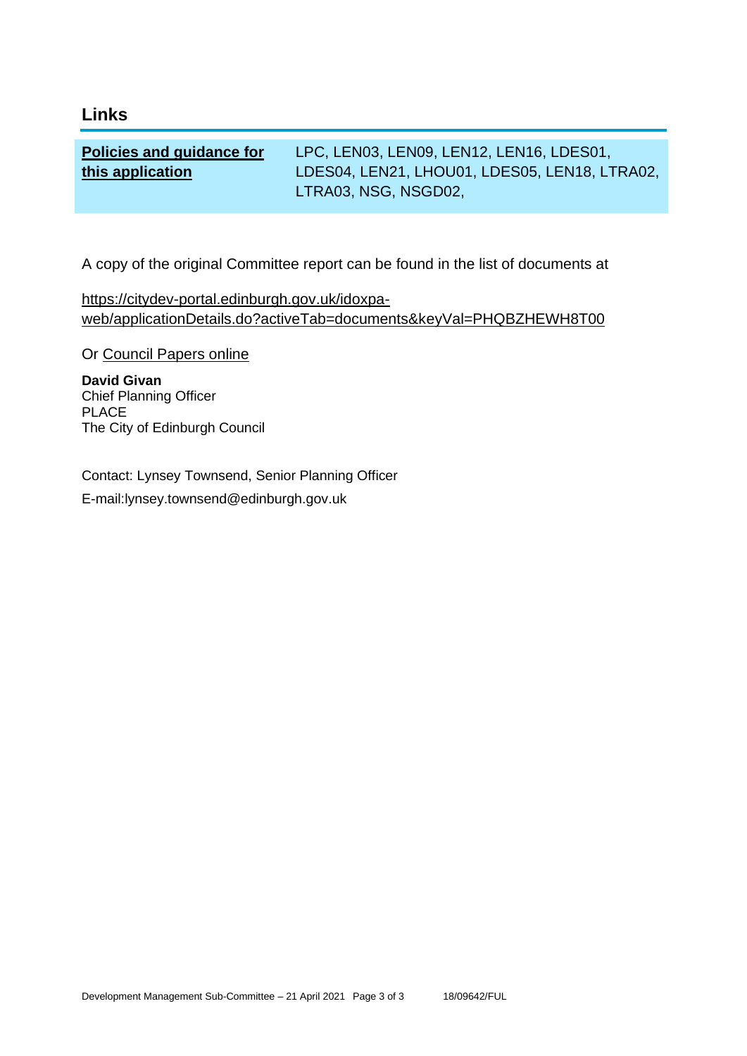## Links

| | |
|---|---|
| **Policies and guidance for this application** | LPC, LEN03, LEN09, LEN12, LEN16, LDES01, LDES04, LEN21, LHOU01, LDES05, LEN18, LTRA02, LTRA03, NSG, NSGD02, |

A copy of the original Committee report can be found in the list of documents at

https://citydev-portal.edinburgh.gov.uk/idoxpa-web/applicationDetails.do?activeTab=documents&keyVal=PHQBZHEWH8T00

Or Council Papers online

**David Givan**
Chief Planning Officer
PLACE
The City of Edinburgh Council

Contact: Lynsey Townsend, Senior Planning Officer

E-mail:lynsey.townsend@edinburgh.gov.uk